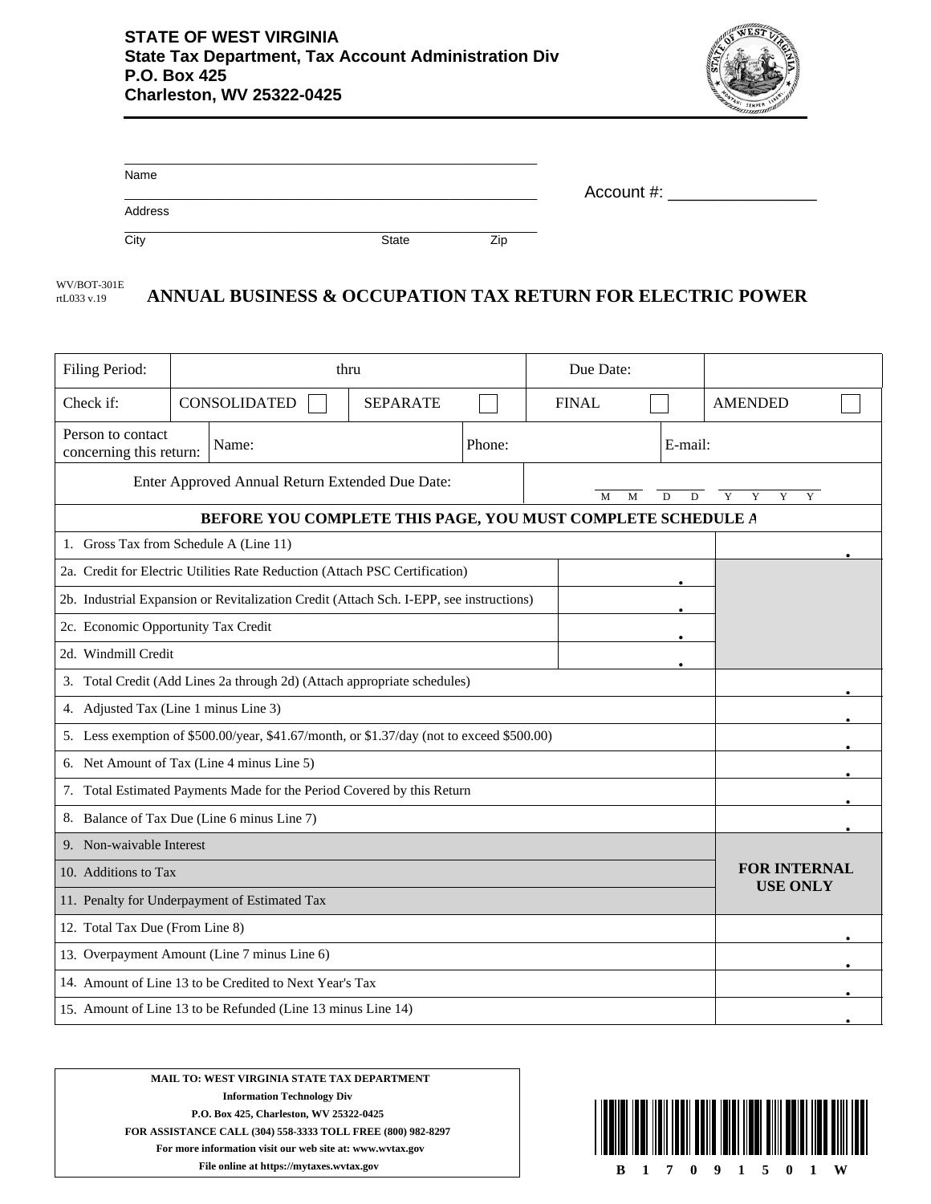**STATE OF WEST VIRGINIA**
**State Tax Department, Tax Account Administration Div**
**P.O. Box 425**
**Charleston, WV 25322-0425**

Name

Address

City　　State　　Zip

Account #: ________________

WV/BOT-301E
rtL033 v.19

# ANNUAL BUSINESS & OCCUPATION TAX RETURN FOR ELECTRIC POWER

| Filing Period: | thru | | Due Date: | |
|---|---|---|---|---|
| Check if: | CONSOLIDATED ☐ | SEPARATE ☐ | FINAL ☐ | AMENDED ☐ |
| Person to contact concerning this return: | Name: | Phone: | E-mail: | |
| Enter Approved Annual Return Extended Due Date: | | | M M / D D / Y Y Y Y | |

**BEFORE YOU COMPLETE THIS PAGE, YOU MUST COMPLETE SCHEDULE A**

| Line | | |
|---|---|---|
| 1. Gross Tax from Schedule A (Line 11) | | . |
| 2a. Credit for Electric Utilities Rate Reduction (Attach PSC Certification) | . | |
| 2b. Industrial Expansion or Revitalization Credit (Attach Sch. I-EPP, see instructions) | . | |
| 2c. Economic Opportunity Tax Credit | . | |
| 2d. Windmill Credit | . | |
| 3. Total Credit (Add Lines 2a through 2d) (Attach appropriate schedules) | | . |
| 4. Adjusted Tax (Line 1 minus Line 3) | | . |
| 5. Less exemption of $500.00/year, $41.67/month, or $1.37/day (not to exceed $500.00) | | . |
| 6. Net Amount of Tax (Line 4 minus Line 5) | | . |
| 7. Total Estimated Payments Made for the Period Covered by this Return | | . |
| 8. Balance of Tax Due (Line 6 minus Line 7) | | . |
| 9. Non-waivable Interest | | **FOR INTERNAL USE ONLY** |
| 10. Additions to Tax | | |
| 11. Penalty for Underpayment of Estimated Tax | | |
| 12. Total Tax Due (From Line 8) | | . |
| 13. Overpayment Amount (Line 7 minus Line 6) | | . |
| 14. Amount of Line 13 to be Credited to Next Year's Tax | | . |
| 15. Amount of Line 13 to be Refunded (Line 13 minus Line 14) | | . |

**MAIL TO: WEST VIRGINIA STATE TAX DEPARTMENT**
**Information Technology Div**
**P.O. Box 425, Charleston, WV 25322-0425**
**FOR ASSISTANCE CALL (304) 558-3333 TOLL FREE (800) 982-8297**
**For more information visit our web site at: www.wvtax.gov**
**File online at https://mytaxes.wvtax.gov**

B 1 7 0 9 1 5 0 1 W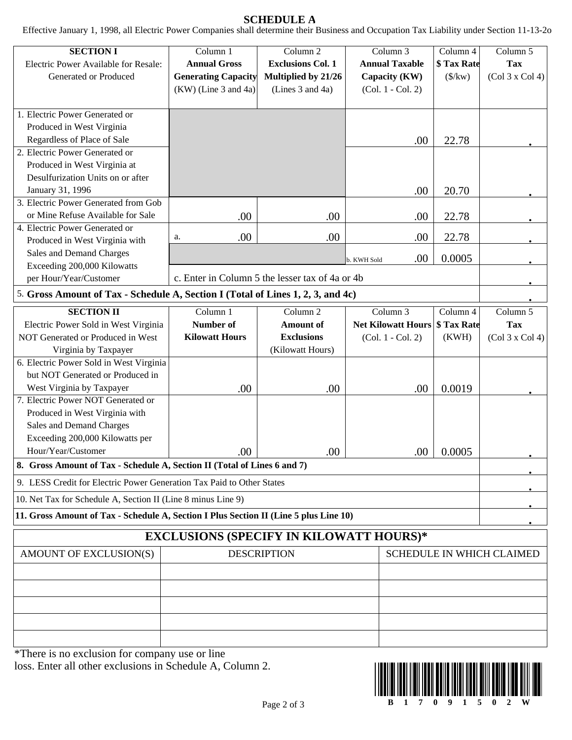# SCHEDULE A

Effective January 1, 1998, all Electric Power Companies shall determine their Business and Occupation Tax Liability under Section 11-13-2o

| SECTION I<br>Electric Power Available for Resale: Generated or Produced | Column 1<br>**Annual Gross Generating Capacity** (KW) (Line 3 and 4a) | Column 2<br>**Exclusions Col. 1 Multiplied by 21/26** (Lines 3 and 4a) | Column 3<br>**Annual Taxable Capacity (KW)** (Col. 1 - Col. 2) | Column 4<br>**$ Tax Rate** ($/kw) | Column 5<br>**Tax** (Col 3 x Col 4) |
|---|---|---|---|---|---|
| 1. Electric Power Generated or Produced in West Virginia Regardless of Place of Sale | | | .00 | 22.78 | . |
| 2. Electric Power Generated or Produced in West Virginia at Desulfurization Units on or after January 31, 1996 | | | .00 | 20.70 | . |
| 3. Electric Power Generated from Gob or Mine Refuse Available for Sale | .00 | .00 | .00 | 22.78 | . |
| 4. Electric Power Generated or Produced in West Virginia with Sales and Demand Charges Exceeding 200,000 Kilowatts per Hour/Year/Customer | a. .00 | .00 | .00 | 22.78 | . |
| | | | b. KWH Sold .00 | 0.0005 | . |
| | c. Enter in Column 5 the lesser tax of 4a or 4b | | | | . |
| 5. **Gross Amount of Tax - Schedule A, Section I (Total of Lines 1, 2, 3, and 4c)** | | | | | . |

| SECTION II<br>Electric Power Sold in West Virginia NOT Generated or Produced in West Virginia by Taxpayer | Column 1<br>**Number of Kilowatt Hours** | Column 2<br>**Amount of Exclusions** (Kilowatt Hours) | Column 3<br>**Net Kilowatt Hours** (Col. 1 - Col. 2) | Column 4<br>**$ Tax Rate** (KWH) | Column 5<br>**Tax** (Col 3 x Col 4) |
|---|---|---|---|---|---|
| 6. Electric Power Sold in West Virginia but NOT Generated or Produced in West Virginia by Taxpayer | .00 | .00 | .00 | 0.0019 | . |
| 7. Electric Power NOT Generated or Produced in West Virginia with Sales and Demand Charges Exceeding 200,000 Kilowatts per Hour/Year/Customer | .00 | .00 | .00 | 0.0005 | . |
| **8. Gross Amount of Tax - Schedule A, Section II (Total of Lines 6 and 7)** | | | | | . |
| 9. LESS Credit for Electric Power Generation Tax Paid to Other States | | | | | . |
| 10. Net Tax for Schedule A, Section II (Line 8 minus Line 9) | | | | | . |
| **11. Gross Amount of Tax - Schedule A, Section I Plus Section II (Line 5 plus Line 10)** | | | | | . |

## EXCLUSIONS (SPECIFY IN KILOWATT HOURS)*

| AMOUNT OF EXCLUSION(S) | DESCRIPTION | SCHEDULE IN WHICH CLAIMED |
|---|---|---|
| | | |
| | | |
| | | |
| | | |
| | | |

*There is no exclusion for company use or line loss. Enter all other exclusions in Schedule A, Column 2.

B 1 7 0 9 1 5 0 2 W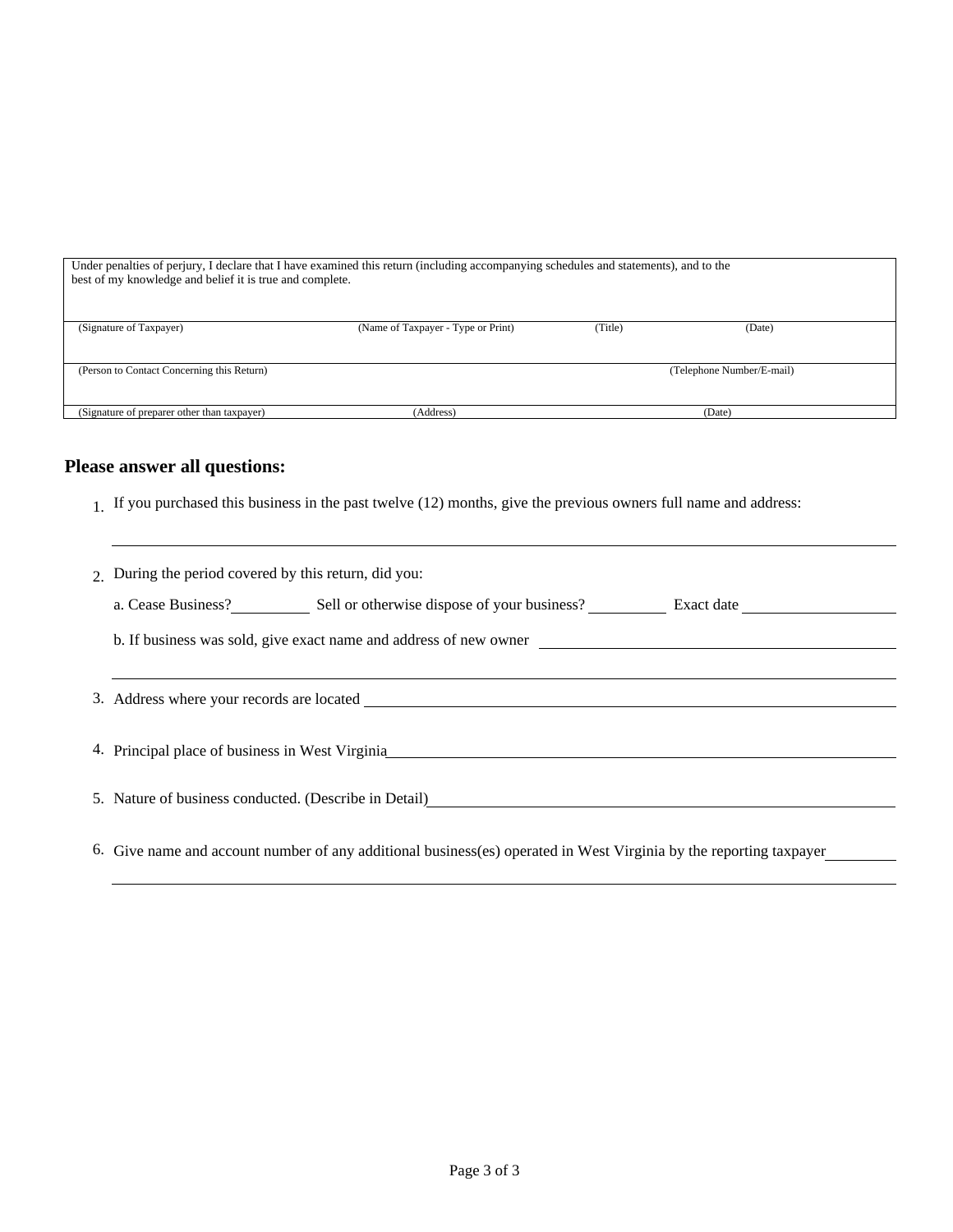| |
|---|
| Under penalties of perjury, I declare that I have examined this return (including accompanying schedules and statements), and to the best of my knowledge and belief it is true and complete. |

| | | | |
|---|---|---|---|
| (Signature of Taxpayer) | (Name of Taxpayer - Type or Print) | (Title) | (Date) |
| (Person to Contact Concerning this Return) | | | (Telephone Number/E-mail) |
| (Signature of preparer other than taxpayer) | (Address) | | (Date) |

## Please answer all questions:

1. If you purchased this business in the past twelve (12) months, give the previous owners full name and address:

   ______________________________________________________________________________

2. During the period covered by this return, did you:

   a. Cease Business?__________ Sell or otherwise dispose of your business? __________ Exact date ____________________

   b. If business was sold, give exact name and address of new owner ________________________________________

   ______________________________________________________________________________

3. Address where your records are located ______________________________________________________________

4. Principal place of business in West Virginia____________________________________________________________

5. Nature of business conducted. (Describe in Detail)______________________________________________________

6. Give name and account number of any additional business(es) operated in West Virginia by the reporting taxpayer_________

   ______________________________________________________________________________